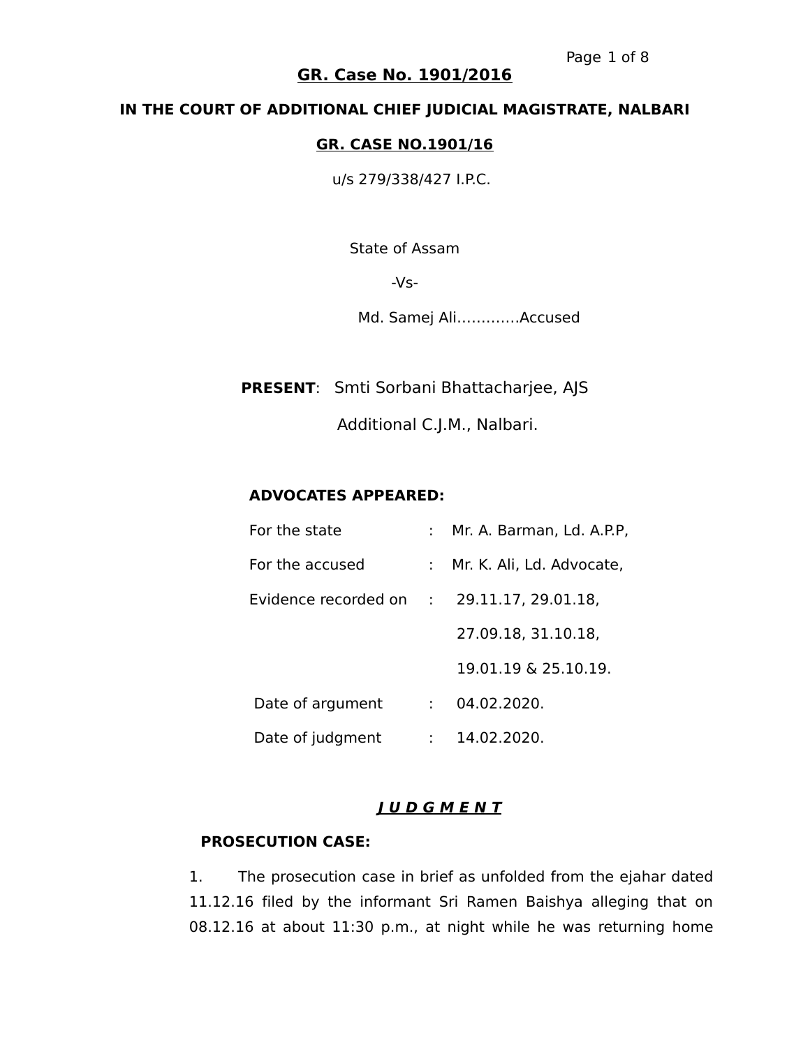# GR. Case No. 1901/2016

## IN THE COURT OF ADDITIONAL CHIEF JUDICIAL MAGISTRATE, NALBARI

### GR. CASE NO.1901/16

u/s 279/338/427 I.P.C.

State of Assam

-Vs-

Md. Samej Ali………….Accused

**PRESENT**: Smti Sorbani Bhattacharjee, AJS

Additional C.J.M., Nalbari.

**ADVOCATES APPEARED:**

| | | |
|---|---|---|
| For the state | : | Mr. A. Barman, Ld. A.P.P, |
| For the accused | : | Mr. K. Ali, Ld. Advocate, |
| Evidence recorded on | : | 29.11.17, 29.01.18, 27.09.18, 31.10.18, 19.01.19 & 25.10.19. |
| Date of argument | : | 04.02.2020. |
| Date of judgment | : | 14.02.2020. |

## ***J U D G M E N T***

**PROSECUTION CASE:**

1. The prosecution case in brief as unfolded from the ejahar dated 11.12.16 filed by the informant Sri Ramen Baishya alleging that on 08.12.16 at about 11:30 p.m., at night while he was returning home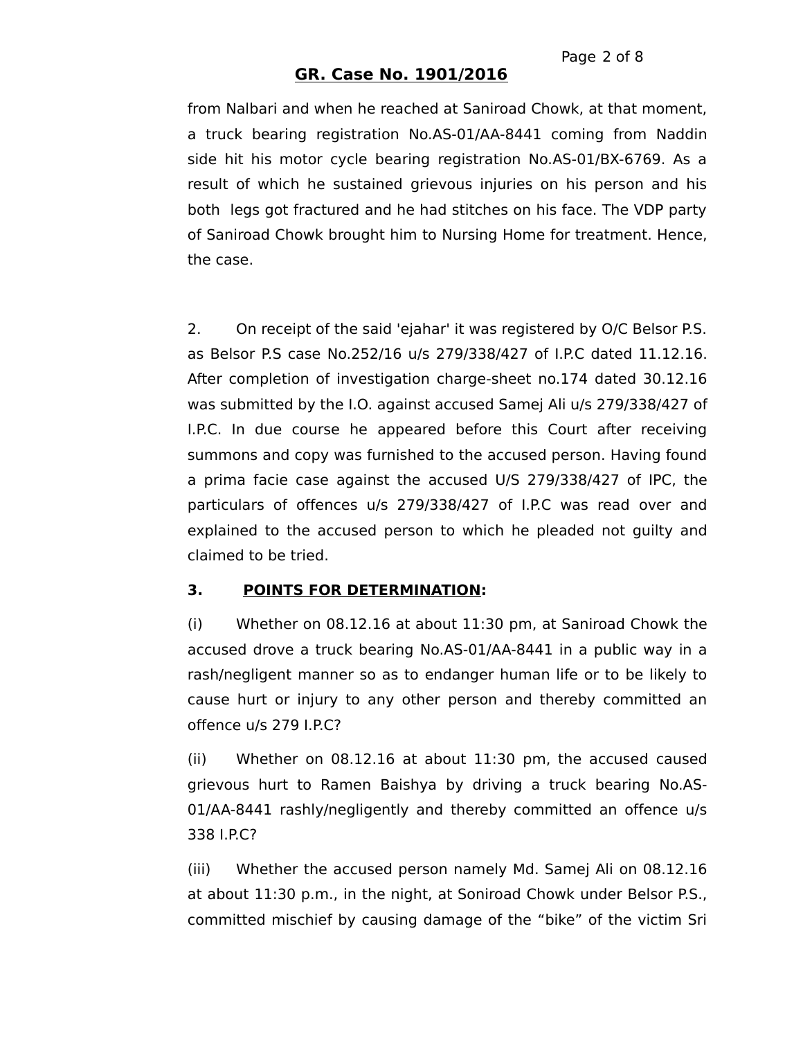from Nalbari and when he reached at Saniroad Chowk, at that moment, a truck bearing registration No.AS-01/AA-8441 coming from Naddin side hit his motor cycle bearing registration No.AS-01/BX-6769. As a result of which he sustained grievous injuries on his person and his both legs got fractured and he had stitches on his face. The VDP party of Saniroad Chowk brought him to Nursing Home for treatment. Hence, the case.

2. On receipt of the said 'ejahar' it was registered by O/C Belsor P.S. as Belsor P.S case No.252/16 u/s 279/338/427 of I.P.C dated 11.12.16. After completion of investigation charge-sheet no.174 dated 30.12.16 was submitted by the I.O. against accused Samej Ali u/s 279/338/427 of I.P.C. In due course he appeared before this Court after receiving summons and copy was furnished to the accused person. Having found a prima facie case against the accused U/S 279/338/427 of IPC, the particulars of offences u/s 279/338/427 of I.P.C was read over and explained to the accused person to which he pleaded not guilty and claimed to be tried.

**3. <u>POINTS FOR DETERMINATION</u>:**

(i) Whether on 08.12.16 at about 11:30 pm, at Saniroad Chowk the accused drove a truck bearing No.AS-01/AA-8441 in a public way in a rash/negligent manner so as to endanger human life or to be likely to cause hurt or injury to any other person and thereby committed an offence u/s 279 I.P.C?

(ii) Whether on 08.12.16 at about 11:30 pm, the accused caused grievous hurt to Ramen Baishya by driving a truck bearing No.AS-01/AA-8441 rashly/negligently and thereby committed an offence u/s 338 I.P.C?

(iii) Whether the accused person namely Md. Samej Ali on 08.12.16 at about 11:30 p.m., in the night, at Soniroad Chowk under Belsor P.S., committed mischief by causing damage of the "bike" of the victim Sri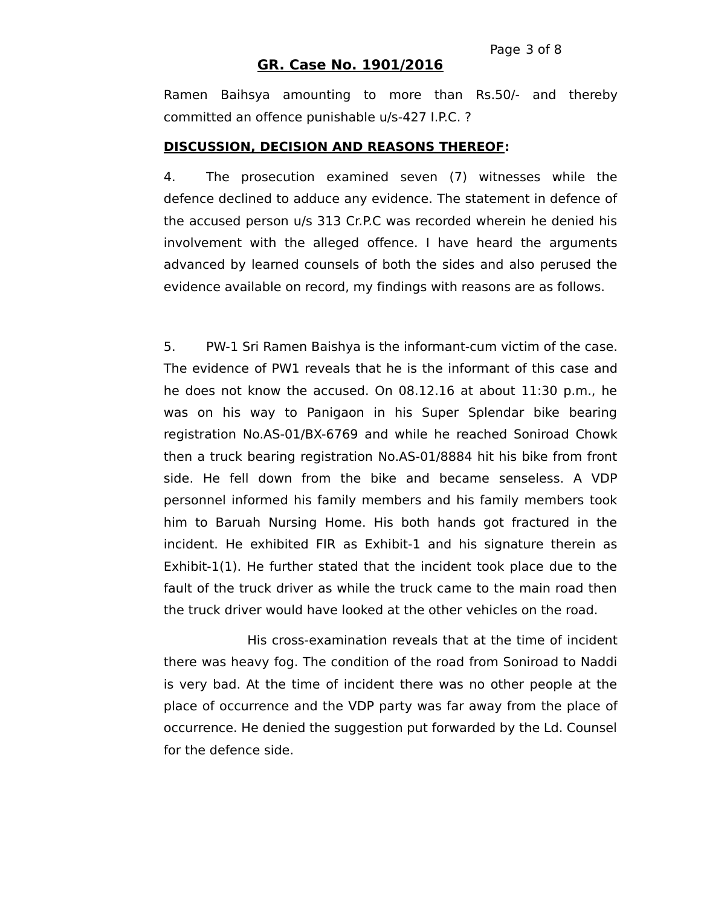**GR. Case No. 1901/2016**

Ramen Baihsya amounting to more than Rs.50/- and thereby committed an offence punishable u/s-427 I.P.C. ?

**DISCUSSION, DECISION AND REASONS THEREOF:**

4. The prosecution examined seven (7) witnesses while the defence declined to adduce any evidence. The statement in defence of the accused person u/s 313 Cr.P.C was recorded wherein he denied his involvement with the alleged offence. I have heard the arguments advanced by learned counsels of both the sides and also perused the evidence available on record, my findings with reasons are as follows.

5. PW-1 Sri Ramen Baishya is the informant-cum victim of the case. The evidence of PW1 reveals that he is the informant of this case and he does not know the accused. On 08.12.16 at about 11:30 p.m., he was on his way to Panigaon in his Super Splendar bike bearing registration No.AS-01/BX-6769 and while he reached Soniroad Chowk then a truck bearing registration No.AS-01/8884 hit his bike from front side. He fell down from the bike and became senseless. A VDP personnel informed his family members and his family members took him to Baruah Nursing Home. His both hands got fractured in the incident. He exhibited FIR as Exhibit-1 and his signature therein as Exhibit-1(1). He further stated that the incident took place due to the fault of the truck driver as while the truck came to the main road then the truck driver would have looked at the other vehicles on the road.

His cross-examination reveals that at the time of incident there was heavy fog. The condition of the road from Soniroad to Naddi is very bad. At the time of incident there was no other people at the place of occurrence and the VDP party was far away from the place of occurrence. He denied the suggestion put forwarded by the Ld. Counsel for the defence side.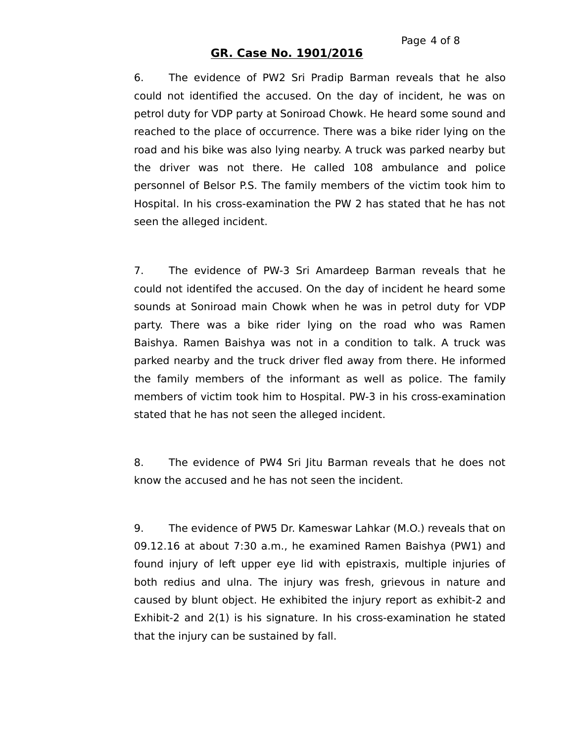**GR. Case No. 1901/2016**

6. The evidence of PW2 Sri Pradip Barman reveals that he also could not identified the accused. On the day of incident, he was on petrol duty for VDP party at Soniroad Chowk. He heard some sound and reached to the place of occurrence. There was a bike rider lying on the road and his bike was also lying nearby. A truck was parked nearby but the driver was not there. He called 108 ambulance and police personnel of Belsor P.S. The family members of the victim took him to Hospital. In his cross-examination the PW 2 has stated that he has not seen the alleged incident.

7. The evidence of PW-3 Sri Amardeep Barman reveals that he could not identifed the accused. On the day of incident he heard some sounds at Soniroad main Chowk when he was in petrol duty for VDP party. There was a bike rider lying on the road who was Ramen Baishya. Ramen Baishya was not in a condition to talk. A truck was parked nearby and the truck driver fled away from there. He informed the family members of the informant as well as police. The family members of victim took him to Hospital. PW-3 in his cross-examination stated that he has not seen the alleged incident.

8. The evidence of PW4 Sri Jitu Barman reveals that he does not know the accused and he has not seen the incident.

9. The evidence of PW5 Dr. Kameswar Lahkar (M.O.) reveals that on 09.12.16 at about 7:30 a.m., he examined Ramen Baishya (PW1) and found injury of left upper eye lid with epistraxis, multiple injuries of both redius and ulna. The injury was fresh, grievous in nature and caused by blunt object. He exhibited the injury report as exhibit-2 and Exhibit-2 and 2(1) is his signature. In his cross-examination he stated that the injury can be sustained by fall.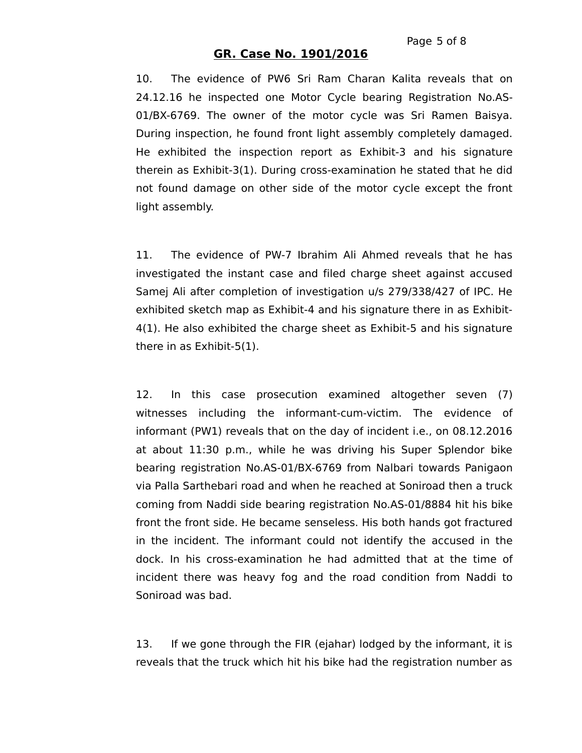10. The evidence of PW6 Sri Ram Charan Kalita reveals that on 24.12.16 he inspected one Motor Cycle bearing Registration No.AS-01/BX-6769. The owner of the motor cycle was Sri Ramen Baisya. During inspection, he found front light assembly completely damaged. He exhibited the inspection report as Exhibit-3 and his signature therein as Exhibit-3(1). During cross-examination he stated that he did not found damage on other side of the motor cycle except the front light assembly.

11. The evidence of PW-7 Ibrahim Ali Ahmed reveals that he has investigated the instant case and filed charge sheet against accused Samej Ali after completion of investigation u/s 279/338/427 of IPC. He exhibited sketch map as Exhibit-4 and his signature there in as Exhibit-4(1). He also exhibited the charge sheet as Exhibit-5 and his signature there in as Exhibit-5(1).

12. In this case prosecution examined altogether seven (7) witnesses including the informant-cum-victim. The evidence of informant (PW1) reveals that on the day of incident i.e., on 08.12.2016 at about 11:30 p.m., while he was driving his Super Splendor bike bearing registration No.AS-01/BX-6769 from Nalbari towards Panigaon via Palla Sarthebari road and when he reached at Soniroad then a truck coming from Naddi side bearing registration No.AS-01/8884 hit his bike front the front side. He became senseless. His both hands got fractured in the incident. The informant could not identify the accused in the dock. In his cross-examination he had admitted that at the time of incident there was heavy fog and the road condition from Naddi to Soniroad was bad.

13. If we gone through the FIR (ejahar) lodged by the informant, it is reveals that the truck which hit his bike had the registration number as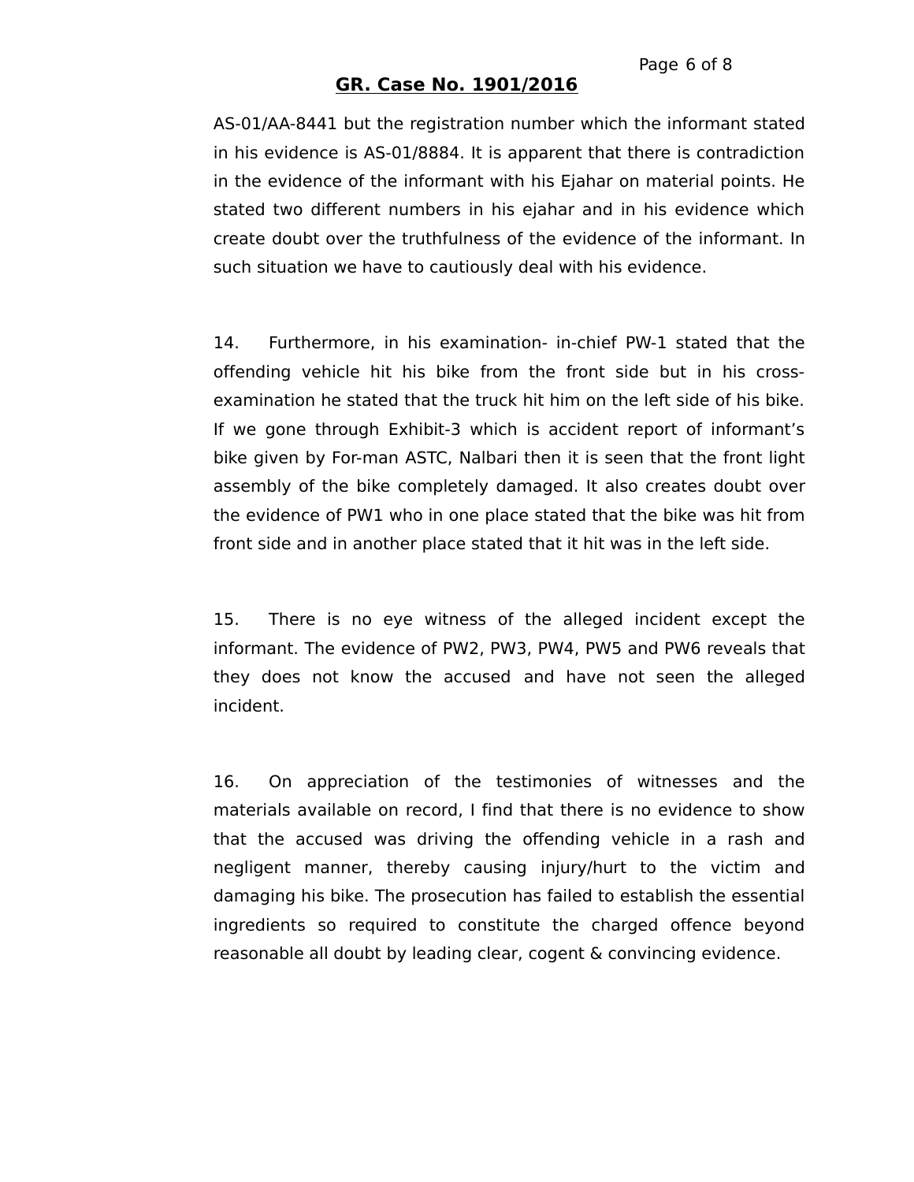AS-01/AA-8441 but the registration number which the informant stated in his evidence is AS-01/8884. It is apparent that there is contradiction in the evidence of the informant with his Ejahar on material points. He stated two different numbers in his ejahar and in his evidence which create doubt over the truthfulness of the evidence of the informant. In such situation we have to cautiously deal with his evidence.

14. Furthermore, in his examination- in-chief PW-1 stated that the offending vehicle hit his bike from the front side but in his cross-examination he stated that the truck hit him on the left side of his bike. If we gone through Exhibit-3 which is accident report of informant's bike given by For-man ASTC, Nalbari then it is seen that the front light assembly of the bike completely damaged. It also creates doubt over the evidence of PW1 who in one place stated that the bike was hit from front side and in another place stated that it hit was in the left side.

15. There is no eye witness of the alleged incident except the informant. The evidence of PW2, PW3, PW4, PW5 and PW6 reveals that they does not know the accused and have not seen the alleged incident.

16. On appreciation of the testimonies of witnesses and the materials available on record, I find that there is no evidence to show that the accused was driving the offending vehicle in a rash and negligent manner, thereby causing injury/hurt to the victim and damaging his bike. The prosecution has failed to establish the essential ingredients so required to constitute the charged offence beyond reasonable all doubt by leading clear, cogent & convincing evidence.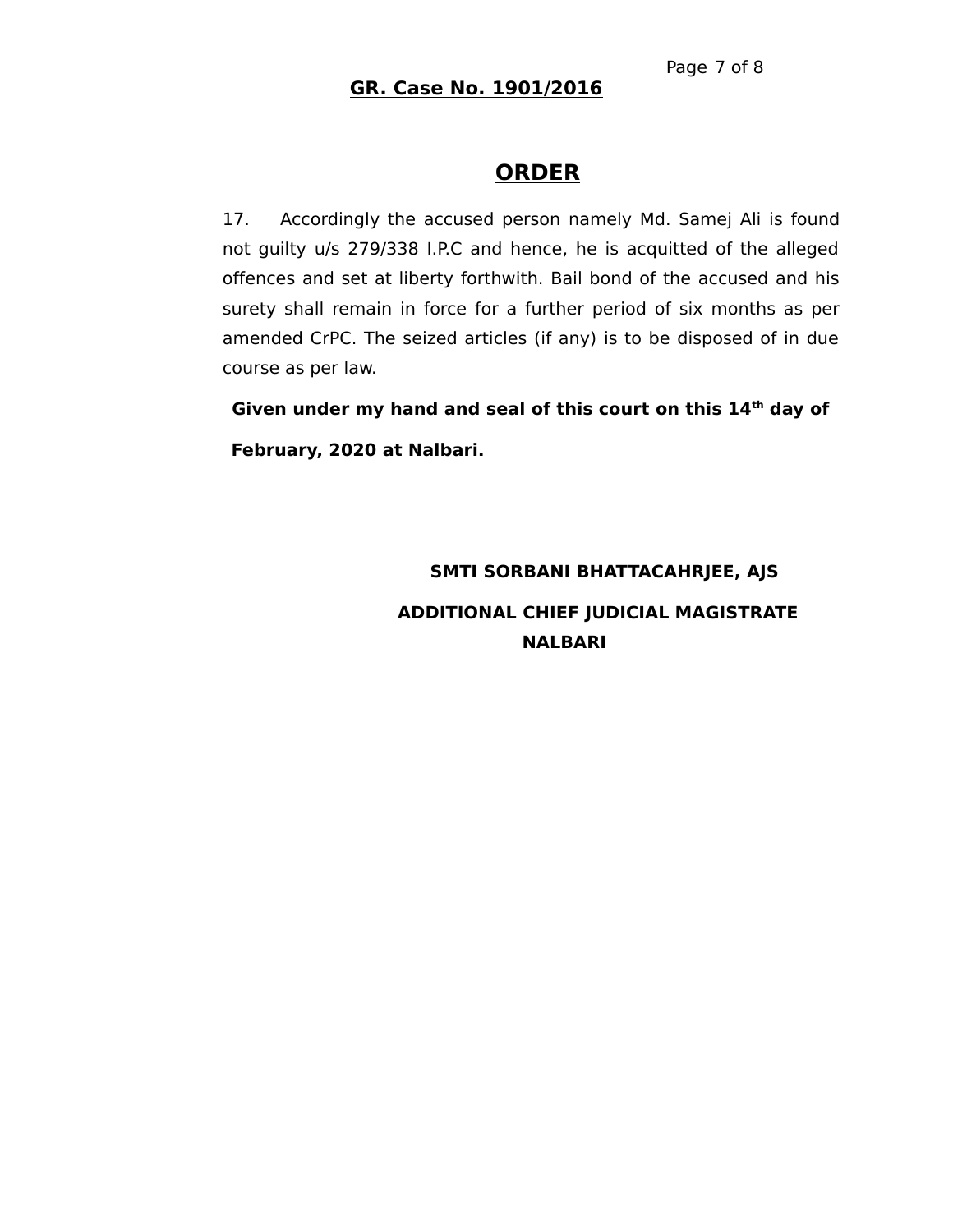**GR. Case No. 1901/2016**

## ORDER

17. Accordingly the accused person namely Md. Samej Ali is found not guilty u/s 279/338 I.P.C and hence, he is acquitted of the alleged offences and set at liberty forthwith. Bail bond of the accused and his surety shall remain in force for a further period of six months as per amended CrPC. The seized articles (if any) is to be disposed of in due course as per law.

**Given under my hand and seal of this court on this 14th day of February, 2020 at Nalbari.**

**SMTI SORBANI BHATTACAHRJEE, AJS**

**ADDITIONAL CHIEF JUDICIAL MAGISTRATE**
**NALBARI**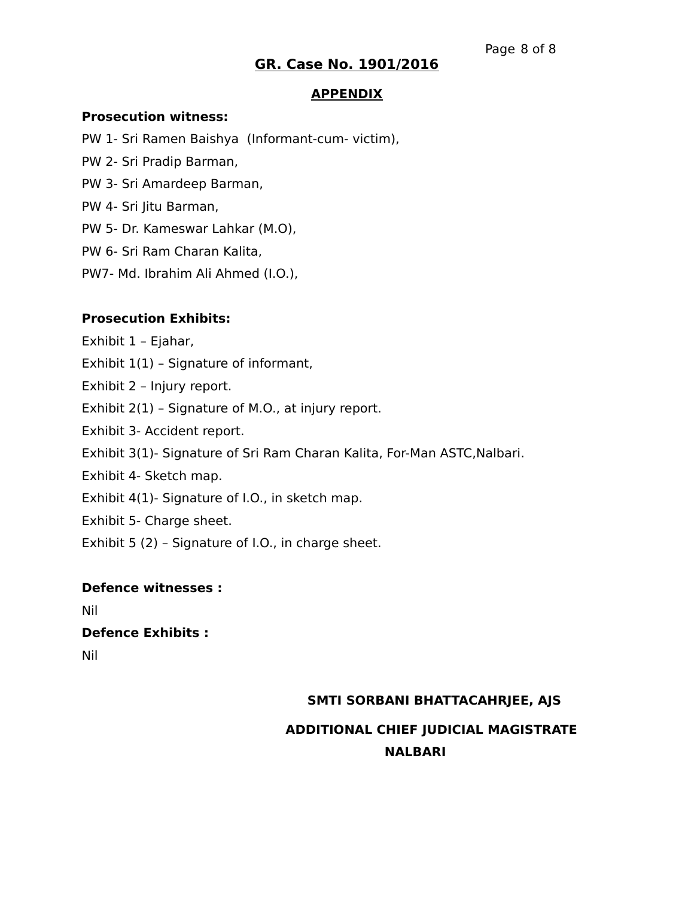**GR. Case No. 1901/2016**

**APPENDIX**

**Prosecution witness:**

PW 1- Sri Ramen Baishya (Informant-cum- victim),

PW 2- Sri Pradip Barman,

PW 3- Sri Amardeep Barman,

PW 4- Sri Jitu Barman,

PW 5- Dr. Kameswar Lahkar (M.O),

PW 6- Sri Ram Charan Kalita,

PW7- Md. Ibrahim Ali Ahmed (I.O.),

**Prosecution Exhibits:**

Exhibit 1 – Ejahar,

Exhibit 1(1) – Signature of informant,

Exhibit 2 – Injury report.

Exhibit 2(1) – Signature of M.O., at injury report.

Exhibit 3- Accident report.

Exhibit 3(1)- Signature of Sri Ram Charan Kalita, For-Man ASTC,Nalbari.

Exhibit 4- Sketch map.

Exhibit 4(1)- Signature of I.O., in sketch map.

Exhibit 5- Charge sheet.

Exhibit 5 (2) – Signature of I.O., in charge sheet.

**Defence witnesses :**

Nil

**Defence Exhibits :**

Nil

**SMTI SORBANI BHATTACAHRJEE, AJS**

**ADDITIONAL CHIEF JUDICIAL MAGISTRATE**

**NALBARI**